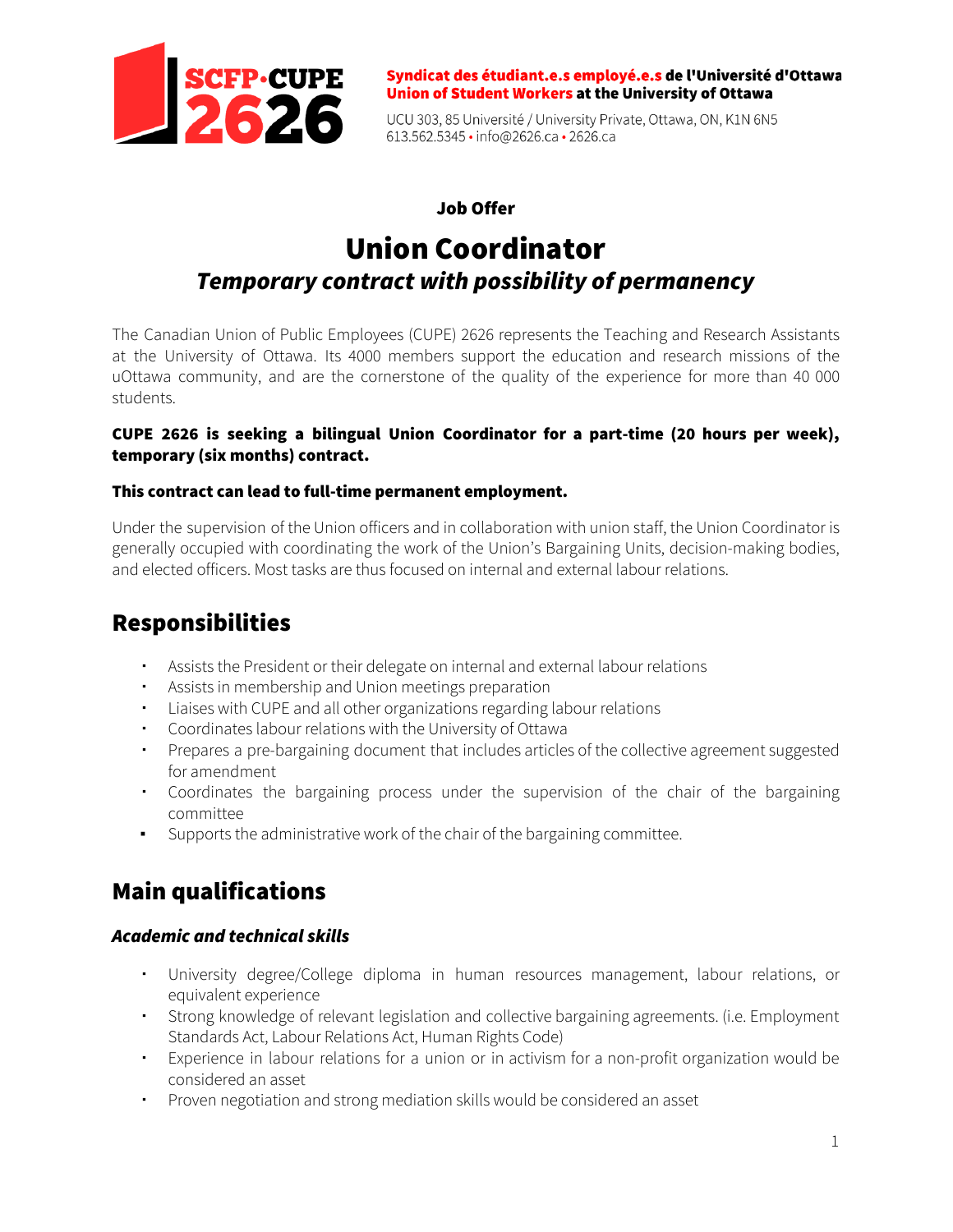**Syndicat des étudiant.e.s employé.e.s de l'Université d'Ottawa**
**Union of Student Workers at the University of Ottawa**

UCU 303, 85 Université / University Private, Ottawa, ON, K1N 6N5
613.562.5345 • info@2626.ca • 2626.ca

**Job Offer**

# Union Coordinator

## *Temporary contract with possibility of permanency*

The Canadian Union of Public Employees (CUPE) 2626 represents the Teaching and Research Assistants at the University of Ottawa. Its 4000 members support the education and research missions of the uOttawa community, and are the cornerstone of the quality of the experience for more than 40 000 students.

**CUPE 2626 is seeking a bilingual Union Coordinator for a part-time (20 hours per week), temporary (six months) contract.**

**This contract can lead to full-time permanent employment.**

Under the supervision of the Union officers and in collaboration with union staff, the Union Coordinator is generally occupied with coordinating the work of the Union's Bargaining Units, decision-making bodies, and elected officers. Most tasks are thus focused on internal and external labour relations.

## Responsibilities

- Assists the President or their delegate on internal and external labour relations
- Assists in membership and Union meetings preparation
- Liaises with CUPE and all other organizations regarding labour relations
- Coordinates labour relations with the University of Ottawa
- Prepares a pre-bargaining document that includes articles of the collective agreement suggested for amendment
- Coordinates the bargaining process under the supervision of the chair of the bargaining committee
- Supports the administrative work of the chair of the bargaining committee.

## Main qualifications

### *Academic and technical skills*

- University degree/College diploma in human resources management, labour relations, or equivalent experience
- Strong knowledge of relevant legislation and collective bargaining agreements. (i.e. Employment Standards Act, Labour Relations Act, Human Rights Code)
- Experience in labour relations for a union or in activism for a non-profit organization would be considered an asset
- Proven negotiation and strong mediation skills would be considered an asset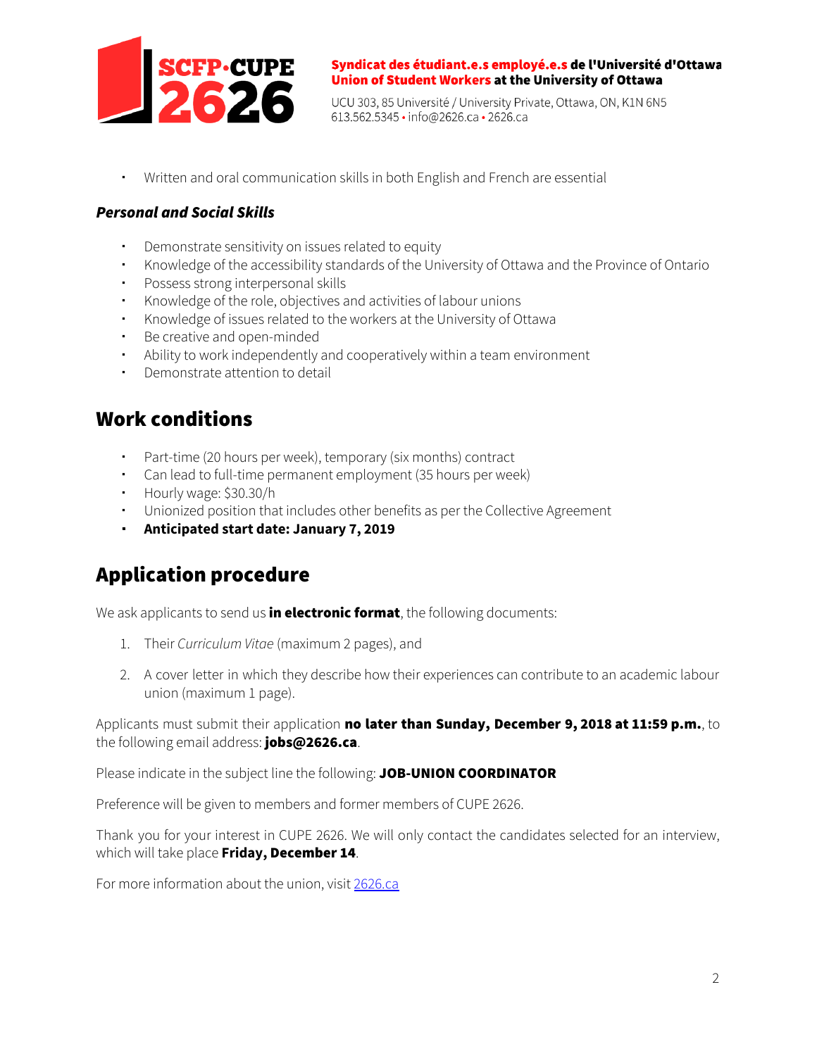- Written and oral communication skills in both English and French are essential

### *Personal and Social Skills*

- Demonstrate sensitivity on issues related to equity
- Knowledge of the accessibility standards of the University of Ottawa and the Province of Ontario
- Possess strong interpersonal skills
- Knowledge of the role, objectives and activities of labour unions
- Knowledge of issues related to the workers at the University of Ottawa
- Be creative and open-minded
- Ability to work independently and cooperatively within a team environment
- Demonstrate attention to detail

## Work conditions

- Part-time (20 hours per week), temporary (six months) contract
- Can lead to full-time permanent employment (35 hours per week)
- Hourly wage: $30.30/h
- Unionized position that includes other benefits as per the Collective Agreement
- **Anticipated start date: January 7, 2019**

## Application procedure

We ask applicants to send us **in electronic format**, the following documents:

1. Their *Curriculum Vitae* (maximum 2 pages), and
2. A cover letter in which they describe how their experiences can contribute to an academic labour union (maximum 1 page).

Applicants must submit their application **no later than Sunday, December 9, 2018 at 11:59 p.m.**, to the following email address: **jobs@2626.ca**.

Please indicate in the subject line the following: **JOB-UNION COORDINATOR**

Preference will be given to members and former members of CUPE 2626.

Thank you for your interest in CUPE 2626. We will only contact the candidates selected for an interview, which will take place **Friday, December 14**.

For more information about the union, visit [2626.ca](2626.ca)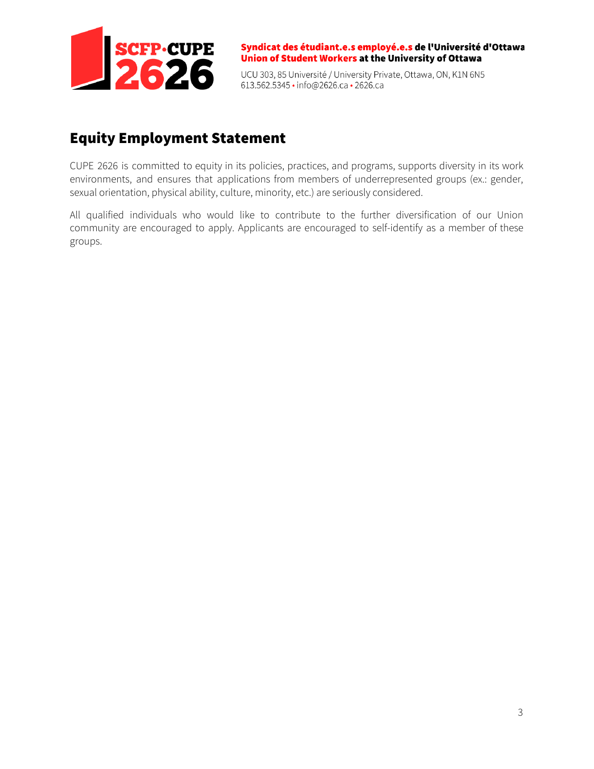## Equity Employment Statement

CUPE 2626 is committed to equity in its policies, practices, and programs, supports diversity in its work environments, and ensures that applications from members of underrepresented groups (ex.: gender, sexual orientation, physical ability, culture, minority, etc.) are seriously considered.

All qualified individuals who would like to contribute to the further diversification of our Union community are encouraged to apply. Applicants are encouraged to self-identify as a member of these groups.